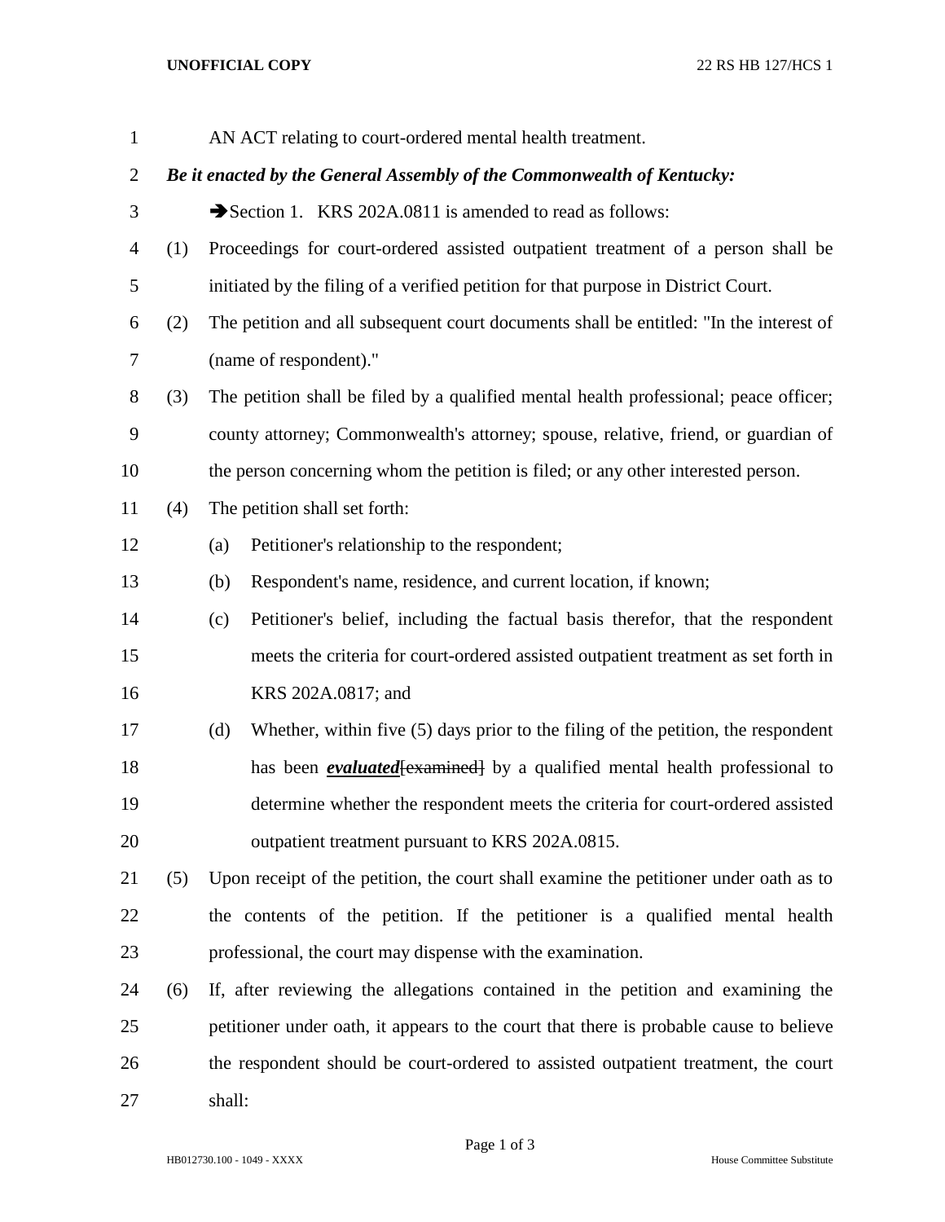AN ACT relating to court-ordered mental health treatment.

***Be it enacted by the General Assembly of the Commonwealth of Kentucky:***

➔Section 1. KRS 202A.0811 is amended to read as follows:

(1) Proceedings for court-ordered assisted outpatient treatment of a person shall be initiated by the filing of a verified petition for that purpose in District Court.

(2) The petition and all subsequent court documents shall be entitled: "In the interest of (name of respondent)."

(3) The petition shall be filed by a qualified mental health professional; peace officer; county attorney; Commonwealth's attorney; spouse, relative, friend, or guardian of the person concerning whom the petition is filed; or any other interested person.

(4) The petition shall set forth:

(a) Petitioner's relationship to the respondent;

(b) Respondent's name, residence, and current location, if known;

(c) Petitioner's belief, including the factual basis therefor, that the respondent meets the criteria for court-ordered assisted outpatient treatment as set forth in KRS 202A.0817; and

(d) Whether, within five (5) days prior to the filing of the petition, the respondent has been ***evaluated***~~[examined]~~ by a qualified mental health professional to determine whether the respondent meets the criteria for court-ordered assisted outpatient treatment pursuant to KRS 202A.0815.

(5) Upon receipt of the petition, the court shall examine the petitioner under oath as to the contents of the petition. If the petitioner is a qualified mental health professional, the court may dispense with the examination.

(6) If, after reviewing the allegations contained in the petition and examining the petitioner under oath, it appears to the court that there is probable cause to believe the respondent should be court-ordered to assisted outpatient treatment, the court shall: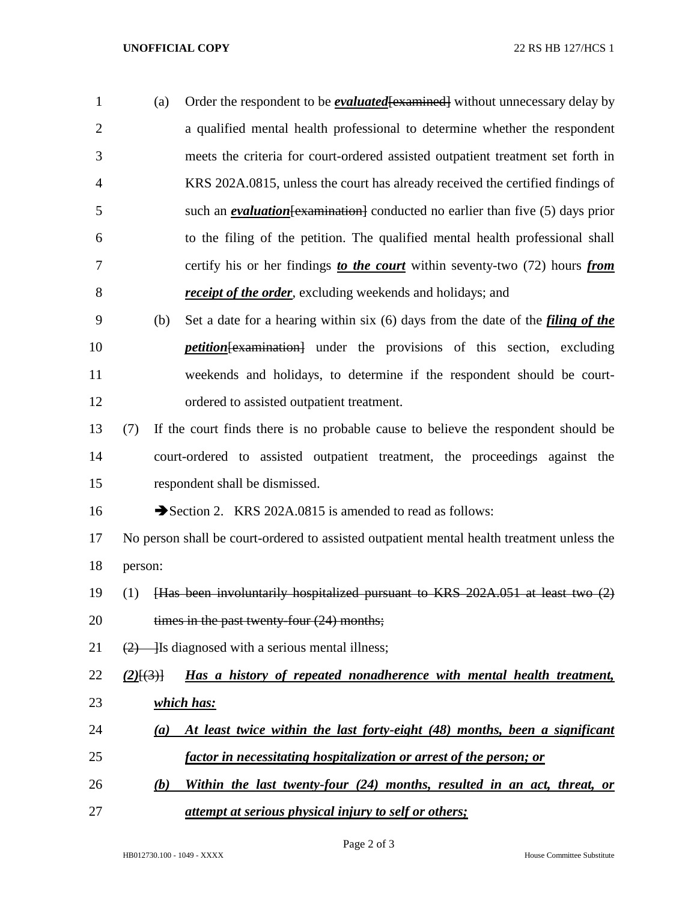(a) Order the respondent to be ***evaluated***~~[examined]~~ without unnecessary delay by a qualified mental health professional to determine whether the respondent meets the criteria for court-ordered assisted outpatient treatment set forth in KRS 202A.0815, unless the court has already received the certified findings of such an ***evaluation***~~[examination]~~ conducted no earlier than five (5) days prior to the filing of the petition. The qualified mental health professional shall certify his or her findings ***to the court*** within seventy-two (72) hours ***from receipt of the order***, excluding weekends and holidays; and

(b) Set a date for a hearing within six (6) days from the date of the ***filing of the petition***~~[examination]~~ under the provisions of this section, excluding weekends and holidays, to determine if the respondent should be court-ordered to assisted outpatient treatment.

(7) If the court finds there is no probable cause to believe the respondent should be court-ordered to assisted outpatient treatment, the proceedings against the respondent shall be dismissed.

➔Section 2. KRS 202A.0815 is amended to read as follows:

No person shall be court-ordered to assisted outpatient mental health treatment unless the person:

(1) ~~[Has been involuntarily hospitalized pursuant to KRS 202A.051 at least two (2) times in the past twenty-four (24) months;~~

~~(2) ]~~Is diagnosed with a serious mental illness;

***(2)***~~[(3)]~~ ***Has a history of repeated nonadherence with mental health treatment, which has:***

***(a) At least twice within the last forty-eight (48) months, been a significant factor in necessitating hospitalization or arrest of the person; or***

***(b) Within the last twenty-four (24) months, resulted in an act, threat, or attempt at serious physical injury to self or others;***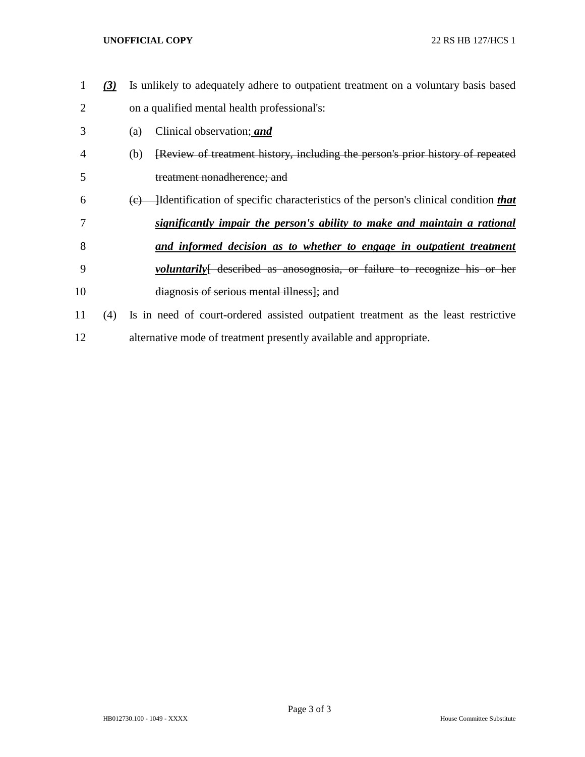*__(3)__* Is unlikely to adequately adhere to outpatient treatment on a voluntary basis based on a qualified mental health professional's:

(a) Clinical observation; *__and__*

(b) ~~[Review of treatment history, including the person's prior history of repeated treatment nonadherence; and~~

~~(c)~~ ]Identification of specific characteristics of the person's clinical condition *__that significantly impair the person's ability to make and maintain a rational and informed decision as to whether to engage in outpatient treatment voluntarily__*~~[ described as anosognosia, or failure to recognize his or her diagnosis of serious mental illness]~~; and

(4) Is in need of court-ordered assisted outpatient treatment as the least restrictive alternative mode of treatment presently available and appropriate.